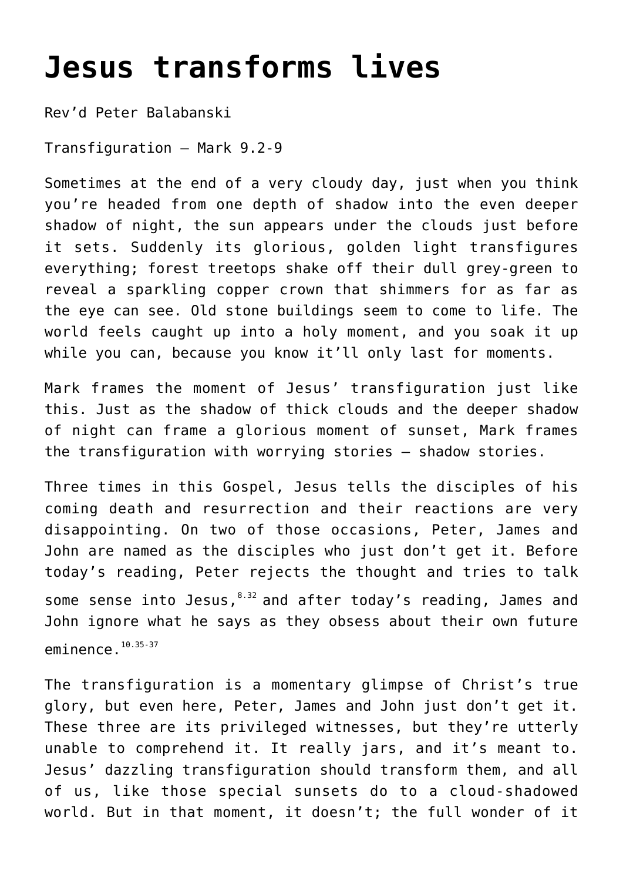# Jesus transforms lives

Rev'd Peter Balabanski

Transfiguration – Mark 9.2-9

Sometimes at the end of a very cloudy day, just when you think you're headed from one depth of shadow into the even deeper shadow of night, the sun appears under the clouds just before it sets. Suddenly its glorious, golden light transfigures everything; forest treetops shake off their dull grey-green to reveal a sparkling copper crown that shimmers for as far as the eye can see. Old stone buildings seem to come to life. The world feels caught up into a holy moment, and you soak it up while you can, because you know it'll only last for moments.

Mark frames the moment of Jesus' transfiguration just like this. Just as the shadow of thick clouds and the deeper shadow of night can frame a glorious moment of sunset, Mark frames the transfiguration with worrying stories – shadow stories.

Three times in this Gospel, Jesus tells the disciples of his coming death and resurrection and their reactions are very disappointing. On two of those occasions, Peter, James and John are named as the disciples who just don't get it. Before today's reading, Peter rejects the thought and tries to talk some sense into Jesus,[8.32] and after today's reading, James and John ignore what he says as they obsess about their own future eminence.[10.35-37]

The transfiguration is a momentary glimpse of Christ's true glory, but even here, Peter, James and John just don't get it. These three are its privileged witnesses, but they're utterly unable to comprehend it. It really jars, and it's meant to. Jesus' dazzling transfiguration should transform them, and all of us, like those special sunsets do to a cloud-shadowed world. But in that moment, it doesn't; the full wonder of it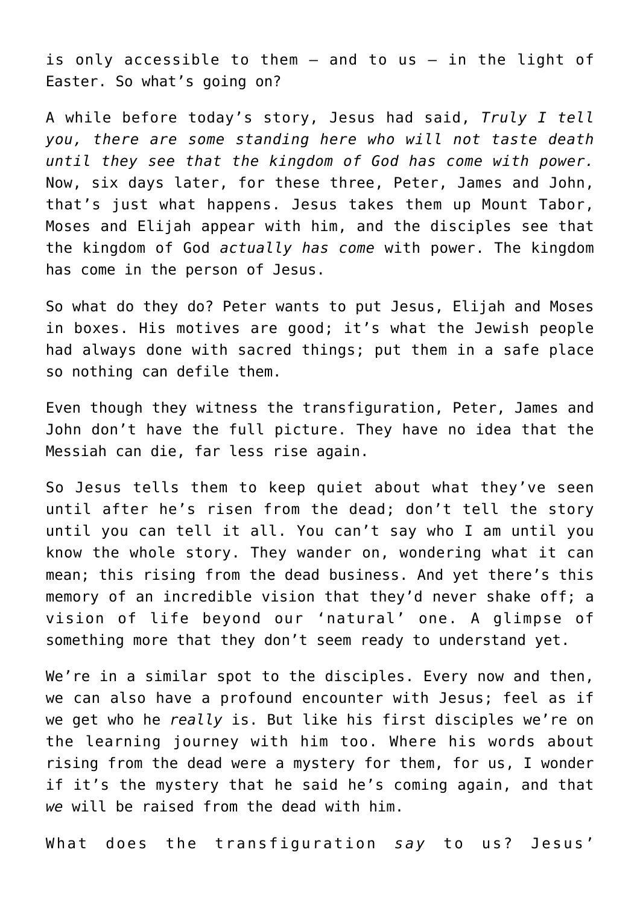is only accessible to them – and to us – in the light of Easter. So what's going on?

A while before today's story, Jesus had said, *Truly I tell you, there are some standing here who will not taste death until they see that the kingdom of God has come with power.* Now, six days later, for these three, Peter, James and John, that's just what happens. Jesus takes them up Mount Tabor, Moses and Elijah appear with him, and the disciples see that the kingdom of God *actually has come* with power. The kingdom has come in the person of Jesus.

So what do they do? Peter wants to put Jesus, Elijah and Moses in boxes. His motives are good; it's what the Jewish people had always done with sacred things; put them in a safe place so nothing can defile them.

Even though they witness the transfiguration, Peter, James and John don't have the full picture. They have no idea that the Messiah can die, far less rise again.

So Jesus tells them to keep quiet about what they've seen until after he's risen from the dead; don't tell the story until you can tell it all. You can't say who I am until you know the whole story. They wander on, wondering what it can mean; this rising from the dead business. And yet there's this memory of an incredible vision that they'd never shake off; a vision of life beyond our 'natural' one. A glimpse of something more that they don't seem ready to understand yet.

We're in a similar spot to the disciples. Every now and then, we can also have a profound encounter with Jesus; feel as if we get who he *really* is. But like his first disciples we're on the learning journey with him too. Where his words about rising from the dead were a mystery for them, for us, I wonder if it's the mystery that he said he's coming again, and that *we* will be raised from the dead with him.

What does the transfiguration *say* to us? Jesus'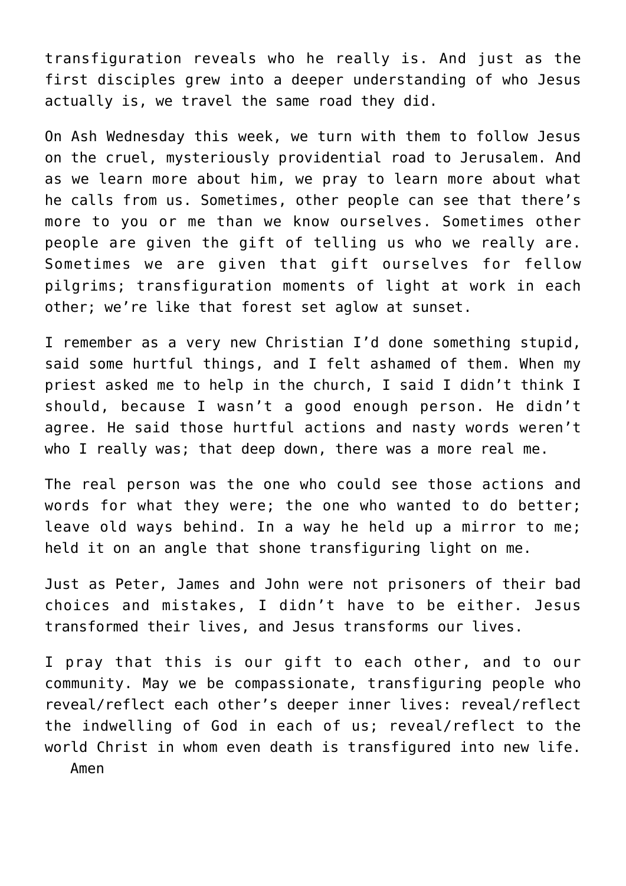transfiguration reveals who he really is. And just as the first disciples grew into a deeper understanding of who Jesus actually is, we travel the same road they did.

On Ash Wednesday this week, we turn with them to follow Jesus on the cruel, mysteriously providential road to Jerusalem. And as we learn more about him, we pray to learn more about what he calls from us. Sometimes, other people can see that there's more to you or me than we know ourselves. Sometimes other people are given the gift of telling us who we really are. Sometimes we are given that gift ourselves for fellow pilgrims; transfiguration moments of light at work in each other; we're like that forest set aglow at sunset.

I remember as a very new Christian I'd done something stupid, said some hurtful things, and I felt ashamed of them. When my priest asked me to help in the church, I said I didn't think I should, because I wasn't a good enough person. He didn't agree. He said those hurtful actions and nasty words weren't who I really was; that deep down, there was a more real me.

The real person was the one who could see those actions and words for what they were; the one who wanted to do better; leave old ways behind. In a way he held up a mirror to me; held it on an angle that shone transfiguring light on me.

Just as Peter, James and John were not prisoners of their bad choices and mistakes, I didn't have to be either. Jesus transformed their lives, and Jesus transforms our lives.

I pray that this is our gift to each other, and to our community. May we be compassionate, transfiguring people who reveal/reflect each other's deeper inner lives: reveal/reflect the indwelling of God in each of us; reveal/reflect to the world Christ in whom even death is transfigured into new life.

Amen